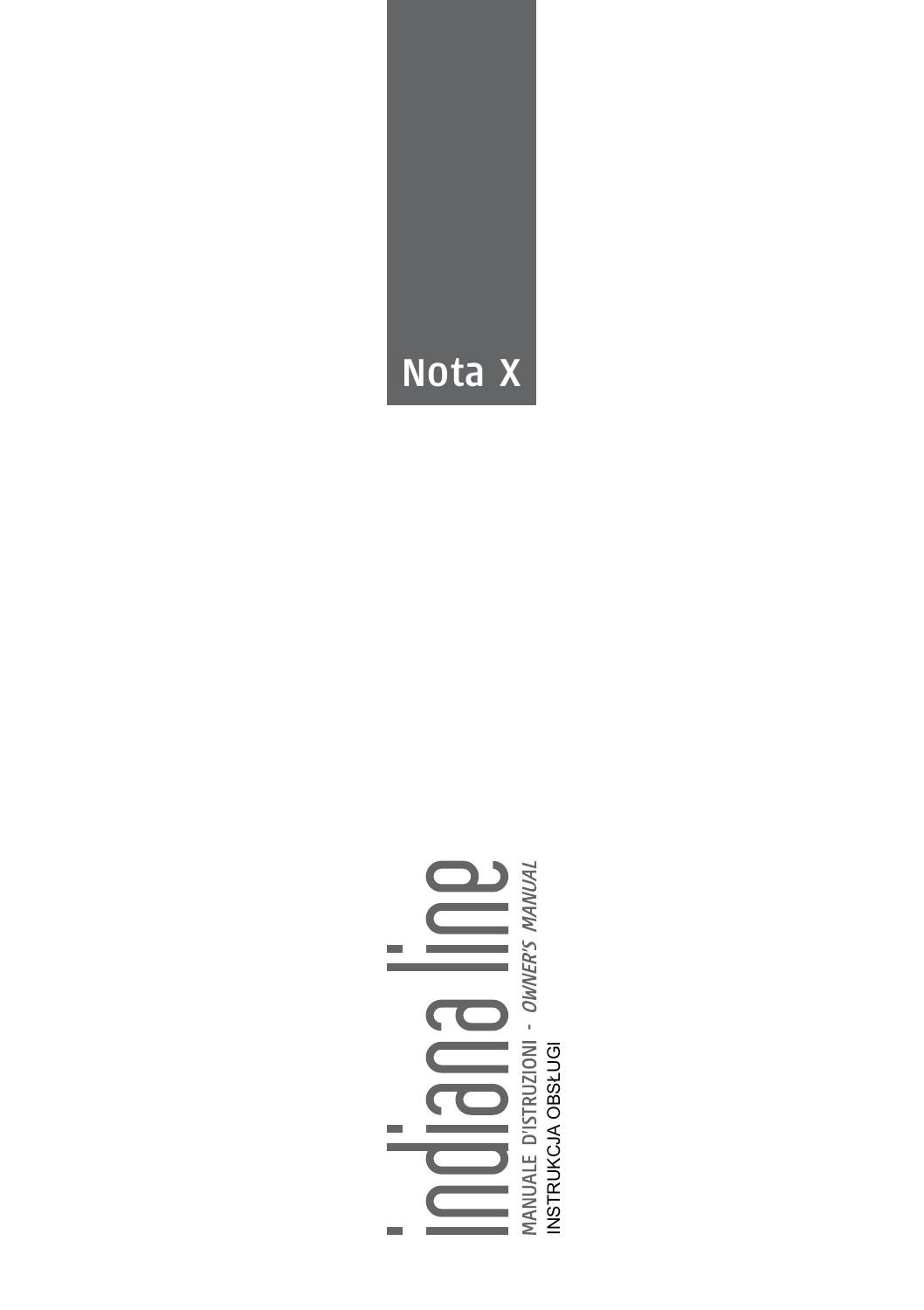# Nota X

# indiana line

MANUALE D'ISTRUZIONI - *OWNER'S MANUAL*

INSTRUKCJA OBSŁUGI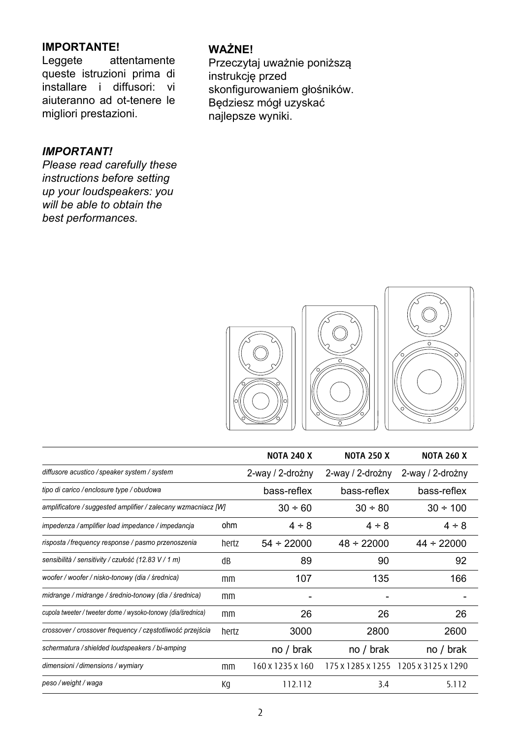**IMPORTANTE!**
Leggete attentamente queste istruzioni prima di installare i diffusori: vi aiuteranno ad ot-tenere le migliori prestazioni.

***IMPORTANT!***
*Please read carefully these instructions before setting up your loudspeakers: you will be able to obtain the best performances.*

**WAŻNE!**
Przeczytaj uważnie poniższą instrukcję przed skonfigurowaniem głośników. Będziesz mógł uzyskać najlepsze wyniki.

| | | NOTA 240 X | NOTA 250 X | NOTA 260 X |
|---|---|---|---|---|
| *diffusore acustico / speaker system / system* | | 2-way / 2-drożny | 2-way / 2-drożny | 2-way / 2-drożny |
| *tipo di carico / enclosure type / obudowa* | | bass-reflex | bass-reflex | bass-reflex |
| *amplificatore / suggested amplifier / zalecany wzmacniacz [W]* | | 30 ÷ 60 | 30 ÷ 80 | 30 ÷ 100 |
| *impedenza / amplifier load impedance / impedancja* | ohm | 4 ÷ 8 | 4 ÷ 8 | 4 ÷ 8 |
| *risposta / frequency response / pasmo przenoszenia* | hertz | 54 ÷ 22000 | 48 ÷ 22000 | 44 ÷ 22000 |
| *sensibilità / sensitivity / czułość (12.83 V / 1 m)* | dB | 89 | 90 | 92 |
| *woofer / woofer / nisko-tonowy (dia / średnica)* | mm | 107 | 135 | 166 |
| *midrange / midrange / średnio-tonowy (dia / średnica)* | mm | - | - | - |
| *cupola tweeter / tweeter dome / wysoko-tonowy (dia/średnica)* | mm | 26 | 26 | 26 |
| *crossover / crossover frequency / częstotliwość przejścia* | hertz | 3000 | 2800 | 2600 |
| *schermatura / shielded loudspeakers / bi-amping* | | no / brak | no / brak | no / brak |
| *dimensioni / dimensions / wymiary* | mm | 160 x 1235 x 160 | 175 x 1285 x 1255 | 1205 x 3125 x 1290 |
| *peso / weight / waga* | Kg | 112.112 | 3.4 | 5.112 |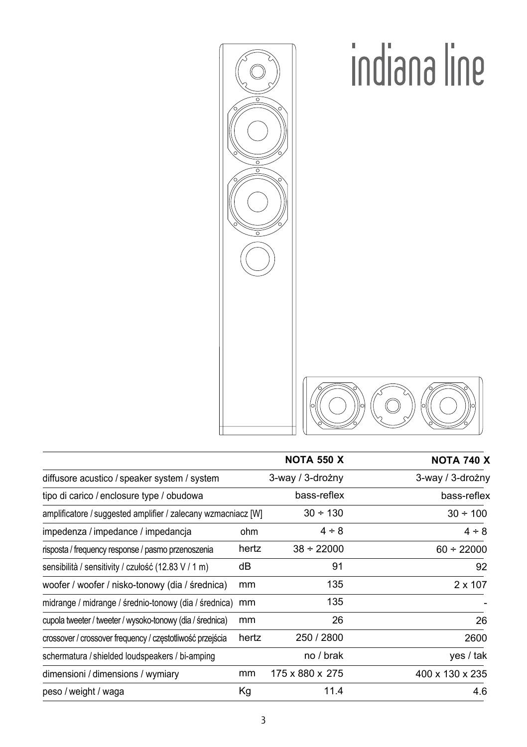indiana line

| | | NOTA 550 X | NOTA 740 X |
|---|---|---|---|
| diffusore acustico / speaker system / system | | 3-way / 3-drożny | 3-way / 3-drożny |
| tipo di carico / enclosure type / obudowa | | bass-reflex | bass-reflex |
| amplificatore / suggested amplifier / zalecany wzmacniacz [W] | | 30 ÷ 130 | 30 ÷ 100 |
| impedenza / impedance / impedancja | ohm | 4 ÷ 8 | 4 ÷ 8 |
| risposta / frequency response / pasmo przenoszenia | hertz | 38 ÷ 22000 | 60 ÷ 22000 |
| sensibilità / sensitivity / czułość (12.83 V / 1 m) | dB | 91 | 92 |
| woofer / woofer / nisko-tonowy (dia / średnica) | mm | 135 | 2 x 107 |
| midrange / midrange / średnio-tonowy (dia / średnica) | mm | 135 | - |
| cupola tweeter / tweeter / wysoko-tonowy (dia / średnica) | mm | 26 | 26 |
| crossover / crossover frequency / częstotliwość przejścia | hertz | 250 / 2800 | 2600 |
| schermatura / shielded loudspeakers / bi-amping | | no / brak | yes / tak |
| dimensioni / dimensions / wymiary | mm | 175 x 880 x 275 | 400 x 130 x 235 |
| peso / weight / waga | Kg | 11.4 | 4.6 |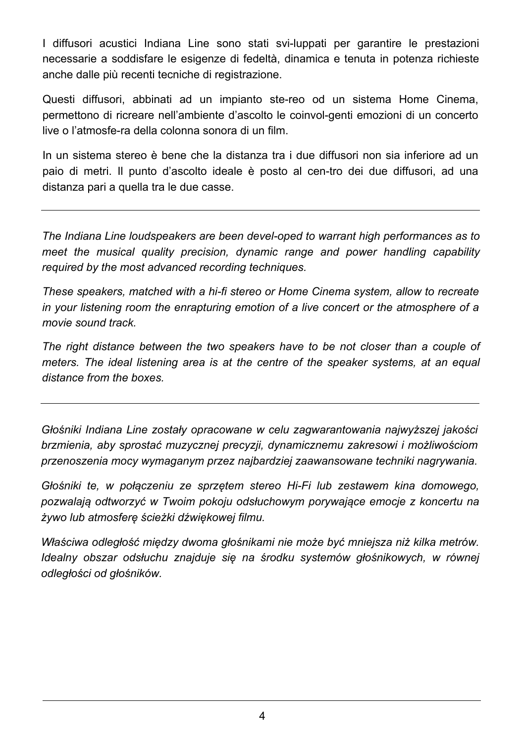I diffusori acustici Indiana Line sono stati svi-luppati per garantire le prestazioni necessarie a soddisfare le esigenze di fedeltà, dinamica e tenuta in potenza richieste anche dalle più recenti tecniche di registrazione.

Questi diffusori, abbinati ad un impianto ste-reo od un sistema Home Cinema, permettono di ricreare nell'ambiente d'ascolto le coinvol-genti emozioni di un concerto live o l'atmosfe-ra della colonna sonora di un film.

In un sistema stereo è bene che la distanza tra i due diffusori non sia inferiore ad un paio di metri. Il punto d'ascolto ideale è posto al cen-tro dei due diffusori, ad una distanza pari a quella tra le due casse.

---

*The Indiana Line loudspeakers are been devel-oped to warrant high performances as to meet the musical quality precision, dynamic range and power handling capability required by the most advanced recording techniques.*

*These speakers, matched with a hi-fi stereo or Home Cinema system, allow to recreate in your listening room the enrapturing emotion of a live concert or the atmosphere of a movie sound track.*

*The right distance between the two speakers have to be not closer than a couple of meters. The ideal listening area is at the centre of the speaker systems, at an equal distance from the boxes.*

---

*Głośniki Indiana Line zostały opracowane w celu zagwarantowania najwyższej jakości brzmienia, aby sprostać muzycznej precyzji, dynamicznemu zakresowi i możliwościom przenoszenia mocy wymaganym przez najbardziej zaawansowane techniki nagrywania.*

*Głośniki te, w połączeniu ze sprzętem stereo Hi-Fi lub zestawem kina domowego, pozwalają odtworzyć w Twoim pokoju odsłuchowym porywające emocje z koncertu na żywo lub atmosferę ścieżki dźwiękowej filmu.*

*Właściwa odległość między dwoma głośnikami nie może być mniejsza niż kilka metrów. Idealny obszar odsłuchu znajduje się na środku systemów głośnikowych, w równej odległości od głośników.*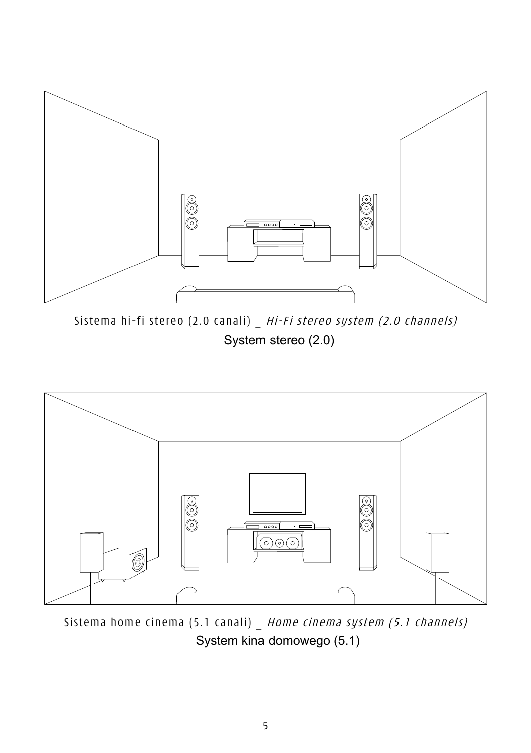Sistema hi-fi stereo (2.0 canali) _ *Hi-Fi stereo system (2.0 channels)*

System stereo (2.0)

Sistema home cinema (5.1 canali) _ *Home cinema system (5.1 channels)*

System kina domowego (5.1)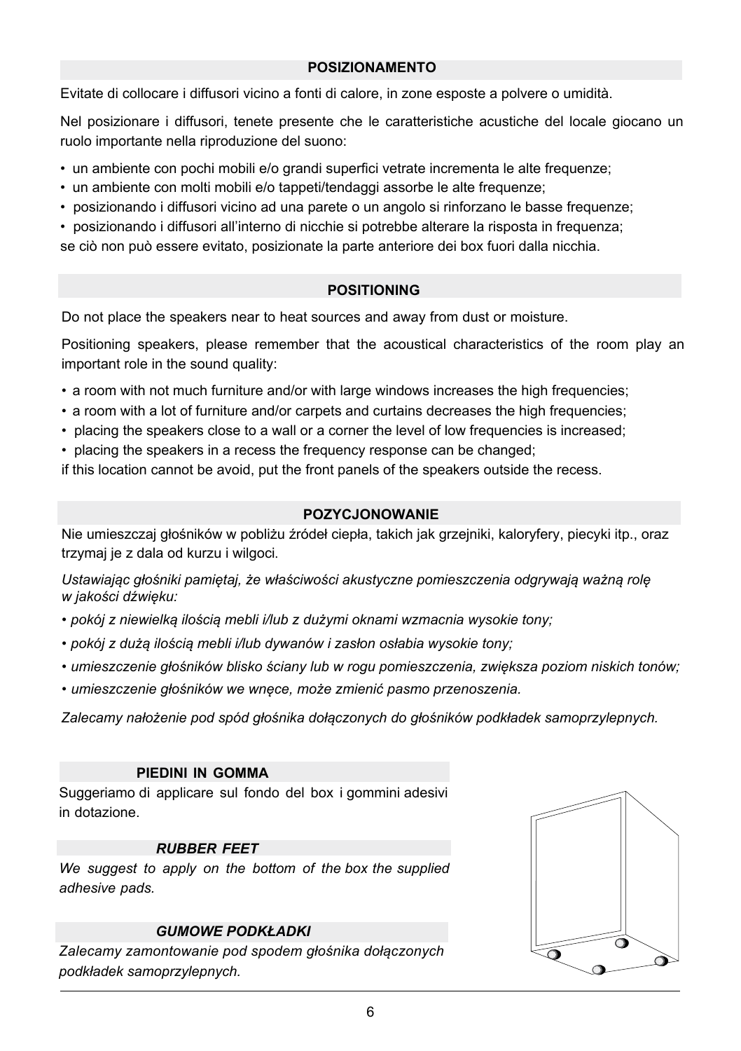## POSIZIONAMENTO

Evitate di collocare i diffusori vicino a fonti di calore, in zone esposte a polvere o umidità.

Nel posizionare i diffusori, tenete presente che le caratteristiche acustiche del locale giocano un ruolo importante nella riproduzione del suono:

- un ambiente con pochi mobili e/o grandi superfici vetrate incrementa le alte frequenze;
- un ambiente con molti mobili e/o tappeti/tendaggi assorbe le alte frequenze;
- posizionando i diffusori vicino ad una parete o un angolo si rinforzano le basse frequenze;
- posizionando i diffusori all'interno di nicchie si potrebbe alterare la risposta in frequenza;

se ciò non può essere evitato, posizionate la parte anteriore dei box fuori dalla nicchia.

## POSITIONING

Do not place the speakers near to heat sources and away from dust or moisture.

Positioning speakers, please remember that the acoustical characteristics of the room play an important role in the sound quality:

- a room with not much furniture and/or with large windows increases the high frequencies;
- a room with a lot of furniture and/or carpets and curtains decreases the high frequencies;
- placing the speakers close to a wall or a corner the level of low frequencies is increased;
- placing the speakers in a recess the frequency response can be changed;

if this location cannot be avoid, put the front panels of the speakers outside the recess.

## POZYCJONOWANIE

Nie umieszczaj głośników w pobliżu źródeł ciepła, takich jak grzejniki, kaloryfery, piecyki itp., oraz trzymaj je z dala od kurzu i wilgoci.

*Ustawiając głośniki pamiętaj, że właściwości akustyczne pomieszczenia odgrywają ważną rolę w jakości dźwięku:*

- *pokój z niewielką ilością mebli i/lub z dużymi oknami wzmacnia wysokie tony;*
- *pokój z dużą ilością mebli i/lub dywanów i zasłon osłabia wysokie tony;*
- *umieszczenie głośników blisko ściany lub w rogu pomieszczenia, zwiększa poziom niskich tonów;*
- *umieszczenie głośników we wnęce, może zmienić pasmo przenoszenia.*

*Zalecamy nałożenie pod spód głośnika dołączonych do głośników podkładek samoprzylepnych.*

## PIEDINI IN GOMMA

Suggeriamo di applicare sul fondo del box i gommini adesivi in dotazione.

## *RUBBER FEET*

*We suggest to apply on the bottom of the box the supplied adhesive pads.*

## *GUMOWE PODKŁADKI*

*Zalecamy zamontowanie pod spodem głośnika dołączonych podkładek samoprzylepnych.*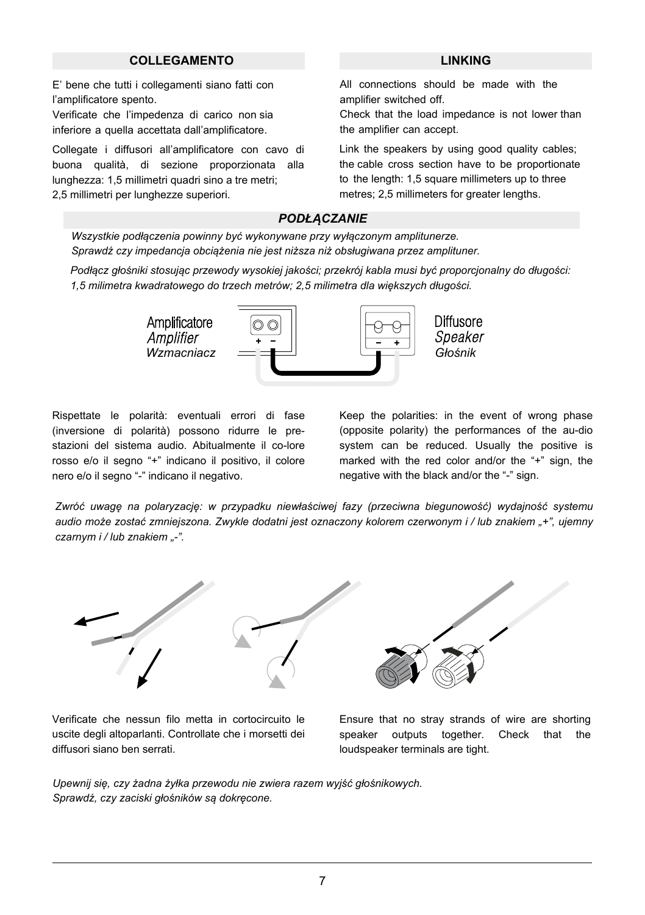## COLLEGAMENTO

E' bene che tutti i collegamenti siano fatti con l'amplificatore spento.
Verificate che l'impedenza di carico non sia inferiore a quella accettata dall'amplificatore.

Collegate i diffusori all'amplificatore con cavo di buona qualità, di sezione proporzionata alla lunghezza: 1,5 millimetri quadri sino a tre metri; 2,5 millimetri per lunghezze superiori.

## LINKING

All connections should be made with the amplifier switched off.
Check that the load impedance is not lower than the amplifier can accept.

Link the speakers by using good quality cables; the cable cross section have to be proportionate to the length: 1,5 square millimeters up to three metres; 2,5 millimeters for greater lengths.

## *PODŁĄCZANIE*

*Wszystkie podłączenia powinny być wykonywane przy wyłączonym amplitunerze.*
*Sprawdź czy impedancja obciążenia nie jest niższa niż obsługiwana przez amplituner.*

*Podłącz głośniki stosując przewody wysokiej jakości; przekrój kabla musi być proporcjonalny do długości: 1,5 milimetra kwadratowego do trzech metrów; 2,5 milimetra dla większych długości.*

Amplificatore
*Amplifier*
*Wzmacniacz*

Diffusore
*Speaker*
*Głośnik*

Rispettate le polarità: eventuali errori di fase (inversione di polarità) possono ridurre le prestazioni del sistema audio. Abitualmente il colore rosso e/o il segno "+" indicano il positivo, il colore nero e/o il segno "-" indicano il negativo.

Keep the polarities: in the event of wrong phase (opposite polarity) the performances of the audio system can be reduced. Usually the positive is marked with the red color and/or the "+" sign, the negative with the black and/or the "-" sign.

*Zwróć uwagę na polaryzację: w przypadku niewłaściwej fazy (przeciwna biegunowość) wydajność systemu audio może zostać zmniejszona. Zwykle dodatni jest oznaczony kolorem czerwonym i / lub znakiem „+", ujemny czarnym i / lub znakiem „-".*

Verificate che nessun filo metta in cortocircuito le uscite degli altoparlanti. Controllate che i morsetti dei diffusori siano ben serrati.

Ensure that no stray strands of wire are shorting speaker outputs together. Check that the loudspeaker terminals are tight.

*Upewnij się, czy żadna żyłka przewodu nie zwiera razem wyjść głośnikowych.*
*Sprawdź, czy zaciski głośników są dokręcone.*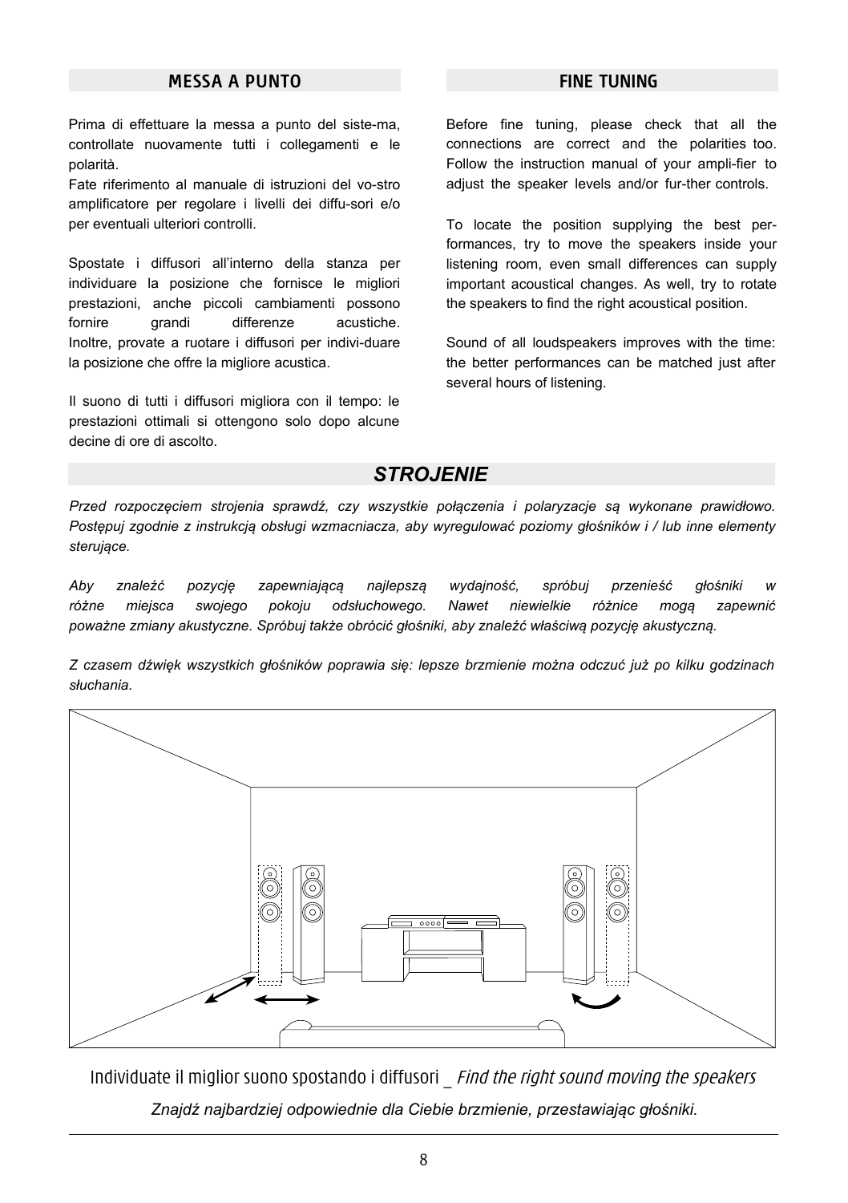## MESSA A PUNTO

Prima di effettuare la messa a punto del siste-ma, controllate nuovamente tutti i collegamenti e le polarità.
Fate riferimento al manuale di istruzioni del vo-stro amplificatore per regolare i livelli dei diffu-sori e/o per eventuali ulteriori controlli.

Spostate i diffusori all'interno della stanza per individuare la posizione che fornisce le migliori prestazioni, anche piccoli cambiamenti possono fornire grandi differenze acustiche. Inoltre, provate a ruotare i diffusori per indivi-duare la posizione che offre la migliore acustica.

Il suono di tutti i diffusori migliora con il tempo: le prestazioni ottimali si ottengono solo dopo alcune decine di ore di ascolto.

## FINE TUNING

Before fine tuning, please check that all the connections are correct and the polarities too. Follow the instruction manual of your ampli-fier to adjust the speaker levels and/or fur-ther controls.

To locate the position supplying the best per-formances, try to move the speakers inside your listening room, even small differences can supply important acoustical changes. As well, try to rotate the speakers to find the right acoustical position.

Sound of all loudspeakers improves with the time: the better performances can be matched just after several hours of listening.

## *STROJENIE*

*Przed rozpoczęciem strojenia sprawdź, czy wszystkie połączenia i polaryzacje są wykonane prawidłowo. Postępuj zgodnie z instrukcją obsługi wzmacniacza, aby wyregulować poziomy głośników i / lub inne elementy sterujące.*

*Aby znaleźć pozycję zapewniającą najlepszą wydajność, spróbuj przenieść głośniki w różne miejsca swojego pokoju odsłuchowego. Nawet niewielkie różnice mogą zapewnić poważne zmiany akustyczne. Spróbuj także obrócić głośniki, aby znaleźć właściwą pozycję akustyczną.*

*Z czasem dźwięk wszystkich głośników poprawia się: lepsze brzmienie można odczuć już po kilku godzinach słuchania.*

Individuate il miglior suono spostando i diffusori _ *Find the right sound moving the speakers*

*Znajdź najbardziej odpowiednie dla Ciebie brzmienie, przestawiając głośniki.*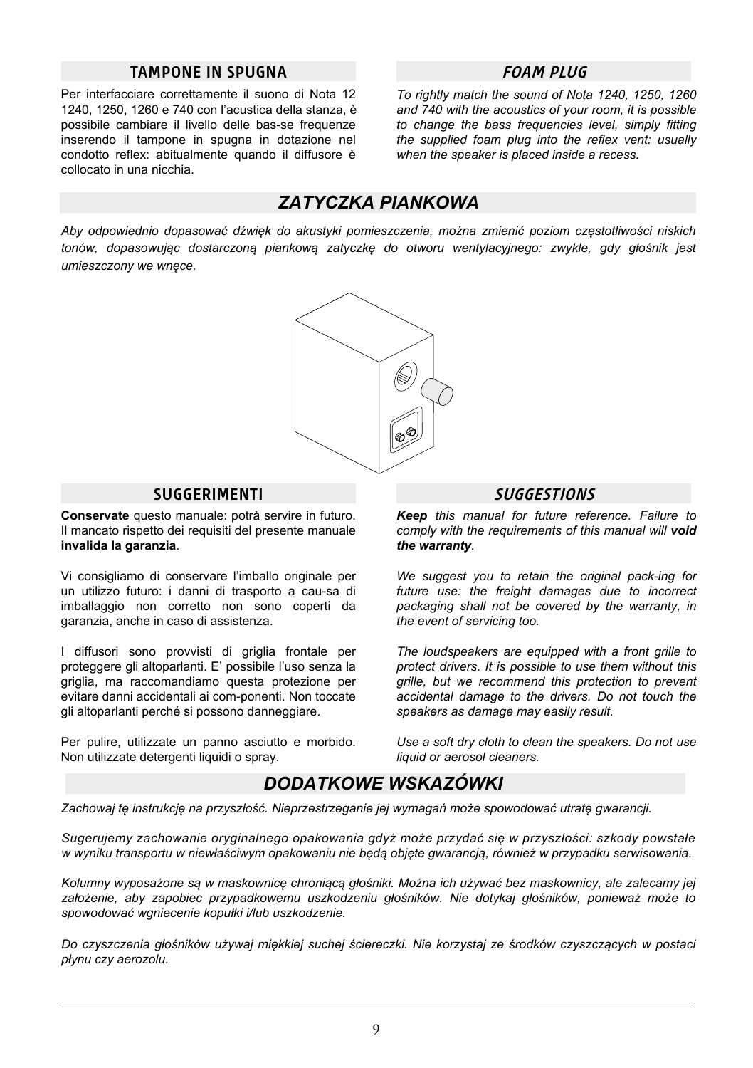## TAMPONE IN SPUGNA

Per interfacciare correttamente il suono di Nota 12 1240, 1250, 1260 e 740 con l'acustica della stanza, è possibile cambiare il livello delle bas-se frequenze inserendo il tampone in spugna in dotazione nel condotto reflex: abitualmente quando il diffusore è collocato in una nicchia.

## *FOAM PLUG*

*To rightly match the sound of Nota 1240, 1250, 1260 and 740 with the acoustics of your room, it is possible to change the bass frequencies level, simply fitting the supplied foam plug into the reflex vent: usually when the speaker is placed inside a recess.*

## *ZATYCZKA PIANKOWA*

*Aby odpowiednio dopasować dźwięk do akustyki pomieszczenia, można zmienić poziom częstotliwości niskich tonów, dopasowując dostarczoną piankową zatyczkę do otworu wentylacyjnego: zwykle, gdy głośnik jest umieszczony we wnęce.*

## SUGGERIMENTI

**Conservate** questo manuale: potrà servire in futuro. Il mancato rispetto dei requisiti del presente manuale **invalida la garanzia**.

Vi consigliamo di conservare l'imballo originale per un utilizzo futuro: i danni di trasporto a cau-sa di imballaggio non corretto non sono coperti da garanzia, anche in caso di assistenza.

I diffusori sono provvisti di griglia frontale per proteggere gli altoparlanti. E' possibile l'uso senza la griglia, ma raccomandiamo questa protezione per evitare danni accidentali ai com-ponenti. Non toccate gli altoparlanti perché si possono danneggiare.

Per pulire, utilizzate un panno asciutto e morbido. Non utilizzate detergenti liquidi o spray.

## *SUGGESTIONS*

***Keep** this manual for future reference. Failure to comply with the requirements of this manual will **void the warranty**.*

*We suggest you to retain the original pack-ing for future use: the freight damages due to incorrect packaging shall not be covered by the warranty, in the event of servicing too.*

*The loudspeakers are equipped with a front grille to protect drivers. It is possible to use them without this grille, but we recommend this protection to prevent accidental damage to the drivers. Do not touch the speakers as damage may easily result.*

*Use a soft dry cloth to clean the speakers. Do not use liquid or aerosol cleaners.*

## *DODATKOWE WSKAZÓWKI*

*Zachowaj tę instrukcję na przyszłość. Nieprzestrzeganie jej wymagań może spowodować utratę gwarancji.*

*Sugerujemy zachowanie oryginalnego opakowania gdyż może przydać się w przyszłości: szkody powstałe w wyniku transportu w niewłaściwym opakowaniu nie będą objęte gwarancją, również w przypadku serwisowania.*

*Kolumny wyposażone są w maskownicę chroniącą głośniki. Można ich używać bez maskownicy, ale zalecamy jej założenie, aby zapobiec przypadkowemu uszkodzeniu głośników. Nie dotykaj głośników, ponieważ może to spowodować wgniecenie kopułki i/lub uszkodzenie.*

*Do czyszczenia głośników używaj miękkiej suchej ściereczki. Nie korzystaj ze środków czyszczących w postaci płynu czy aerozolu.*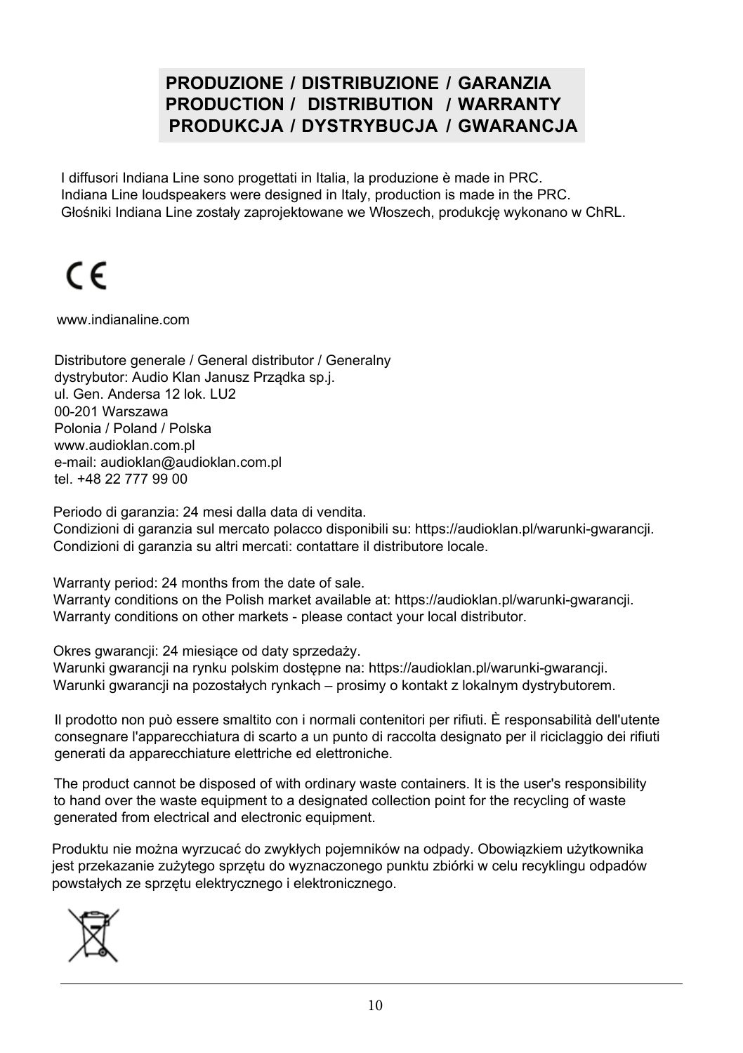## PRODUZIONE / DISTRIBUZIONE / GARANZIA
## PRODUCTION / DISTRIBUTION / WARRANTY
## PRODUKCJA / DYSTRYBUCJA / GWARANCJA

I diffusori Indiana Line sono progettati in Italia, la produzione è made in PRC.
Indiana Line loudspeakers were designed in Italy, production is made in the PRC.
Głośniki Indiana Line zostały zaprojektowane we Włoszech, produkcję wykonano w ChRL.

CE

www.indianaline.com

Distributore generale / General distributor / Generalny dystrybutor: Audio Klan Janusz Prządka sp.j.
ul. Gen. Andersa 12 lok. LU2
00-201 Warszawa
Polonia / Poland / Polska
www.audioklan.com.pl
e-mail: audioklan@audioklan.com.pl
tel. +48 22 777 99 00

Periodo di garanzia: 24 mesi dalla data di vendita.
Condizioni di garanzia sul mercato polacco disponibili su: https://audioklan.pl/warunki-gwarancji.
Condizioni di garanzia su altri mercati: contattare il distributore locale.

Warranty period: 24 months from the date of sale.
Warranty conditions on the Polish market available at: https://audioklan.pl/warunki-gwarancji.
Warranty conditions on other markets - please contact your local distributor.

Okres gwarancji: 24 miesiące od daty sprzedaży.
Warunki gwarancji na rynku polskim dostępne na: https://audioklan.pl/warunki-gwarancji.
Warunki gwarancji na pozostałych rynkach – prosimy o kontakt z lokalnym dystrybutorem.

Il prodotto non può essere smaltito con i normali contenitori per rifiuti. È responsabilità dell'utente consegnare l'apparecchiatura di scarto a un punto di raccolta designato per il riciclaggio dei rifiuti generati da apparecchiature elettriche ed elettroniche.

The product cannot be disposed of with ordinary waste containers. It is the user's responsibility to hand over the waste equipment to a designated collection point for the recycling of waste generated from electrical and electronic equipment.

Produktu nie można wyrzucać do zwykłych pojemników na odpady. Obowiązkiem użytkownika jest przekazanie zużytego sprzętu do wyznaczonego punktu zbiórki w celu recyklingu odpadów powstałych ze sprzętu elektrycznego i elektronicznego.